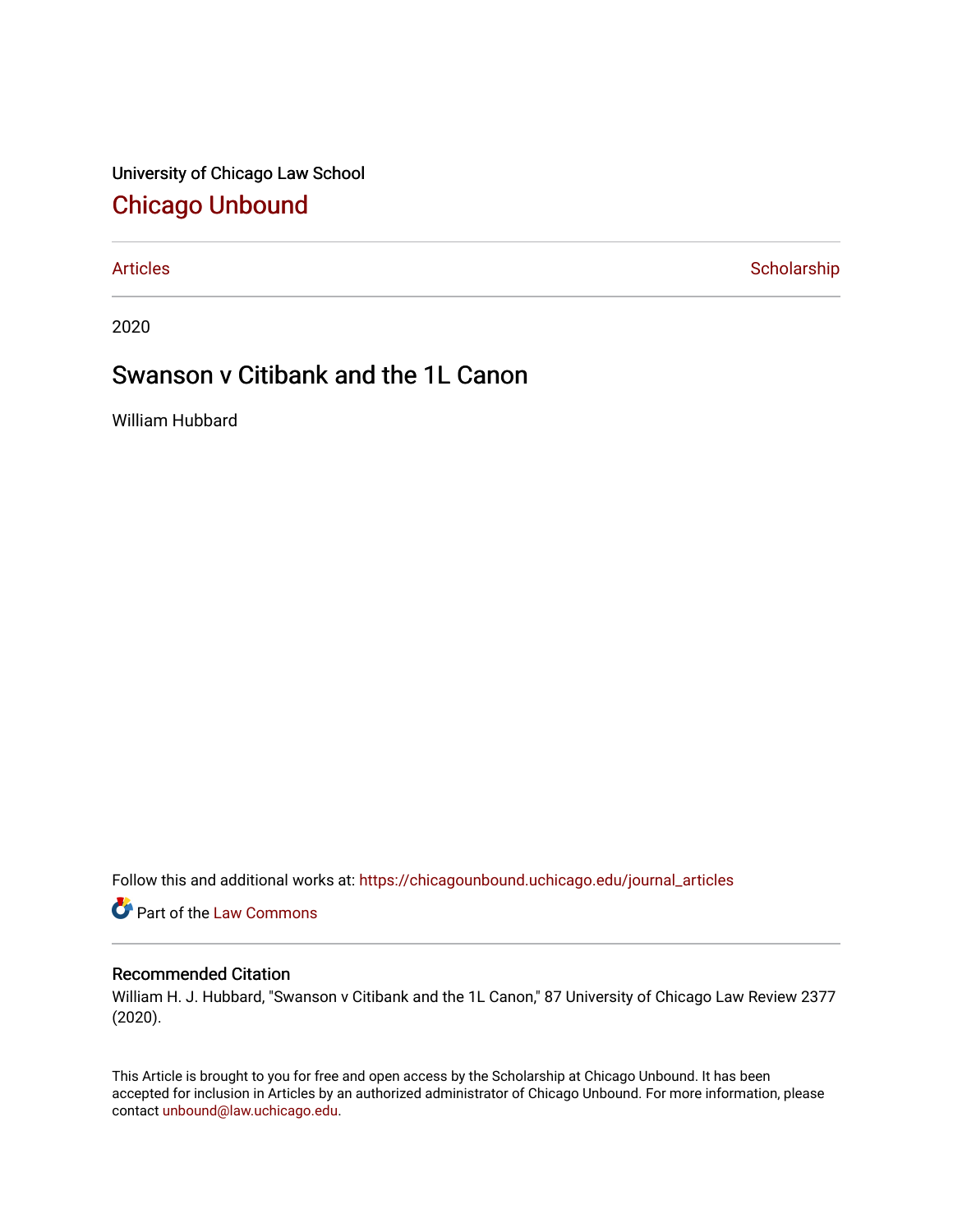University of Chicago Law School

## Chicago Unbound

Articles | Scholarship

2020

# Swanson v Citibank and the 1L Canon

William Hubbard

Follow this and additional works at: https://chicagounbound.uchicago.edu/journal_articles

Part of the Law Commons

### Recommended Citation

William H. J. Hubbard, "Swanson v Citibank and the 1L Canon," 87 University of Chicago Law Review 2377 (2020).

This Article is brought to you for free and open access by the Scholarship at Chicago Unbound. It has been accepted for inclusion in Articles by an authorized administrator of Chicago Unbound. For more information, please contact unbound@law.uchicago.edu.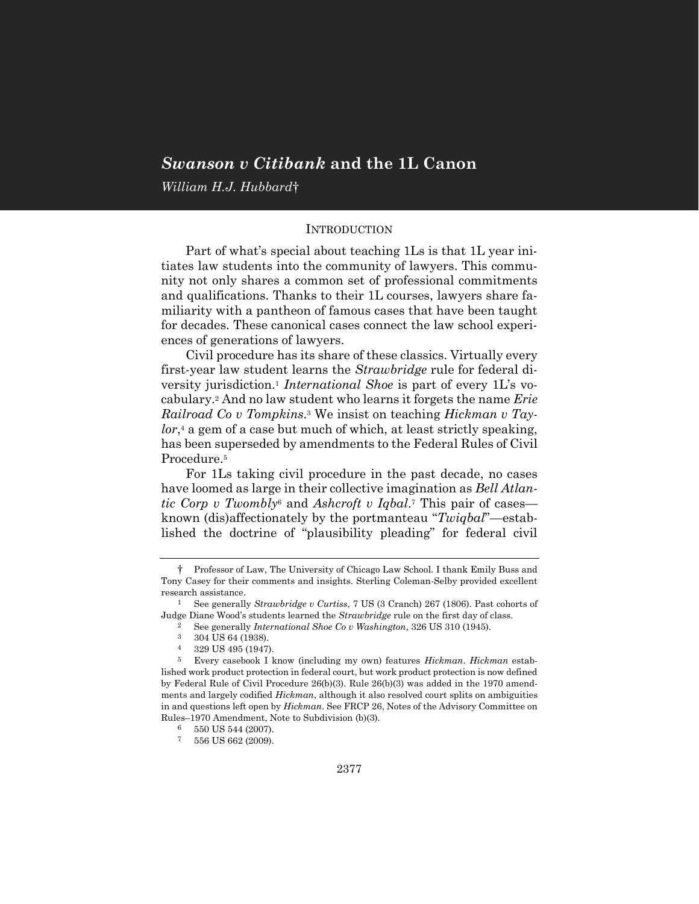# *Swanson v Citibank* and the 1L Canon

*William H.J. Hubbard*†

## INTRODUCTION

Part of what's special about teaching 1Ls is that 1L year initiates law students into the community of lawyers. This community not only shares a common set of professional commitments and qualifications. Thanks to their 1L courses, lawyers share familiarity with a pantheon of famous cases that have been taught for decades. These canonical cases connect the law school experiences of generations of lawyers.

Civil procedure has its share of these classics. Virtually every first-year law student learns the *Strawbridge* rule for federal diversity jurisdiction.[1] *International Shoe* is part of every 1L's vocabulary.[2] And no law student who learns it forgets the name *Erie Railroad Co v Tompkins*.[3] We insist on teaching *Hickman v Taylor*,[4] a gem of a case but much of which, at least strictly speaking, has been superseded by amendments to the Federal Rules of Civil Procedure.[5]

For 1Ls taking civil procedure in the past decade, no cases have loomed as large in their collective imagination as *Bell Atlantic Corp v Twombly*[6] and *Ashcroft v Iqbal*.[7] This pair of cases—known (dis)affectionately by the portmanteau "*Twiqbal*"—established the doctrine of "plausibility pleading" for federal civil

---

† Professor of Law, The University of Chicago Law School. I thank Emily Buss and Tony Casey for their comments and insights. Sterling Coleman-Selby provided excellent research assistance.

1 See generally *Strawbridge v Curtiss*, 7 US (3 Cranch) 267 (1806). Past cohorts of Judge Diane Wood's students learned the *Strawbridge* rule on the first day of class.

2 See generally *International Shoe Co v Washington*, 326 US 310 (1945).

3 304 US 64 (1938).

4 329 US 495 (1947).

5 Every casebook I know (including my own) features *Hickman*. *Hickman* established work product protection in federal court, but work product protection is now defined by Federal Rule of Civil Procedure 26(b)(3). Rule 26(b)(3) was added in the 1970 amendments and largely codified *Hickman*, although it also resolved court splits on ambiguities in and questions left open by *Hickman*. See FRCP 26, Notes of the Advisory Committee on Rules–1970 Amendment, Note to Subdivision (b)(3).

6 550 US 544 (2007).

7 556 US 662 (2009).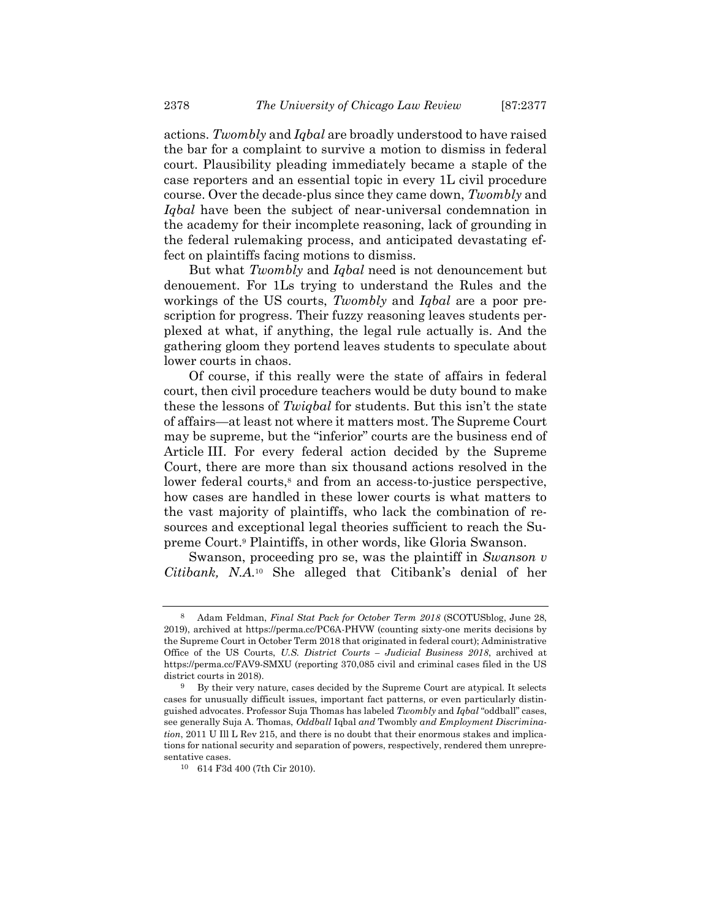actions. *Twombly* and *Iqbal* are broadly understood to have raised the bar for a complaint to survive a motion to dismiss in federal court. Plausibility pleading immediately became a staple of the case reporters and an essential topic in every 1L civil procedure course. Over the decade-plus since they came down, *Twombly* and *Iqbal* have been the subject of near-universal condemnation in the academy for their incomplete reasoning, lack of grounding in the federal rulemaking process, and anticipated devastating effect on plaintiffs facing motions to dismiss.

But what *Twombly* and *Iqbal* need is not denouncement but denouement. For 1Ls trying to understand the Rules and the workings of the US courts, *Twombly* and *Iqbal* are a poor prescription for progress. Their fuzzy reasoning leaves students perplexed at what, if anything, the legal rule actually is. And the gathering gloom they portend leaves students to speculate about lower courts in chaos.

Of course, if this really were the state of affairs in federal court, then civil procedure teachers would be duty bound to make these the lessons of *Twiqbal* for students. But this isn't the state of affairs—at least not where it matters most. The Supreme Court may be supreme, but the "inferior" courts are the business end of Article III. For every federal action decided by the Supreme Court, there are more than six thousand actions resolved in the lower federal courts,[8] and from an access-to-justice perspective, how cases are handled in these lower courts is what matters to the vast majority of plaintiffs, who lack the combination of resources and exceptional legal theories sufficient to reach the Supreme Court.[9] Plaintiffs, in other words, like Gloria Swanson.

Swanson, proceeding pro se, was the plaintiff in *Swanson v Citibank, N.A.*[10] She alleged that Citibank's denial of her

---

[8] Adam Feldman, *Final Stat Pack for October Term 2018* (SCOTUSblog, June 28, 2019), archived at https://perma.cc/PC6A-PHVW (counting sixty-one merits decisions by the Supreme Court in October Term 2018 that originated in federal court); Administrative Office of the US Courts, *U.S. District Courts – Judicial Business 2018*, archived at https://perma.cc/FAV9-SMXU (reporting 370,085 civil and criminal cases filed in the US district courts in 2018).

[9] By their very nature, cases decided by the Supreme Court are atypical. It selects cases for unusually difficult issues, important fact patterns, or even particularly distinguished advocates. Professor Suja Thomas has labeled *Twombly* and *Iqbal* "oddball" cases, see generally Suja A. Thomas, *Oddball* Iqbal *and* Twombly *and Employment Discrimination*, 2011 U Ill L Rev 215, and there is no doubt that their enormous stakes and implications for national security and separation of powers, respectively, rendered them unrepresentative cases.

[10] 614 F3d 400 (7th Cir 2010).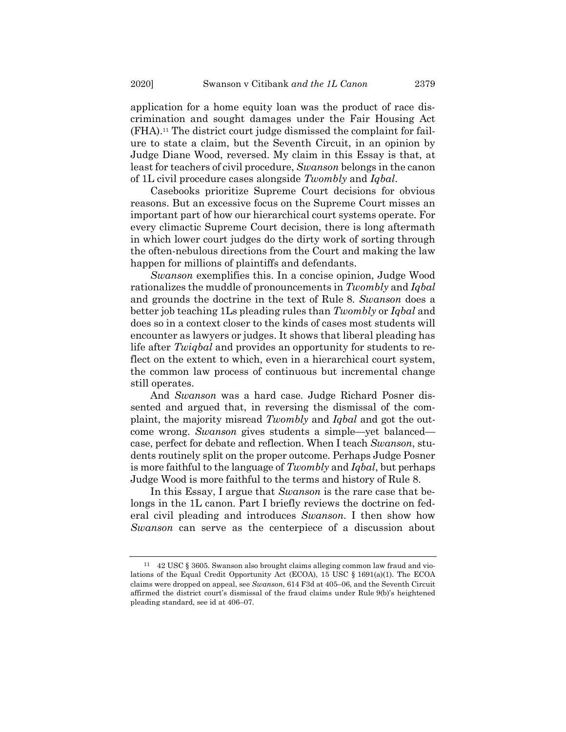application for a home equity loan was the product of race discrimination and sought damages under the Fair Housing Act (FHA).[11] The district court judge dismissed the complaint for failure to state a claim, but the Seventh Circuit, in an opinion by Judge Diane Wood, reversed. My claim in this Essay is that, at least for teachers of civil procedure, *Swanson* belongs in the canon of 1L civil procedure cases alongside *Twombly* and *Iqbal*.

Casebooks prioritize Supreme Court decisions for obvious reasons. But an excessive focus on the Supreme Court misses an important part of how our hierarchical court systems operate. For every climactic Supreme Court decision, there is long aftermath in which lower court judges do the dirty work of sorting through the often-nebulous directions from the Court and making the law happen for millions of plaintiffs and defendants.

*Swanson* exemplifies this. In a concise opinion, Judge Wood rationalizes the muddle of pronouncements in *Twombly* and *Iqbal* and grounds the doctrine in the text of Rule 8. *Swanson* does a better job teaching 1Ls pleading rules than *Twombly* or *Iqbal* and does so in a context closer to the kinds of cases most students will encounter as lawyers or judges. It shows that liberal pleading has life after *Twiqbal* and provides an opportunity for students to reflect on the extent to which, even in a hierarchical court system, the common law process of continuous but incremental change still operates.

And *Swanson* was a hard case. Judge Richard Posner dissented and argued that, in reversing the dismissal of the complaint, the majority misread *Twombly* and *Iqbal* and got the outcome wrong. *Swanson* gives students a simple—yet balanced—case, perfect for debate and reflection. When I teach *Swanson*, students routinely split on the proper outcome. Perhaps Judge Posner is more faithful to the language of *Twombly* and *Iqbal*, but perhaps Judge Wood is more faithful to the terms and history of Rule 8.

In this Essay, I argue that *Swanson* is the rare case that belongs in the 1L canon. Part I briefly reviews the doctrine on federal civil pleading and introduces *Swanson*. I then show how *Swanson* can serve as the centerpiece of a discussion about

---

[11] 42 USC § 3605. Swanson also brought claims alleging common law fraud and violations of the Equal Credit Opportunity Act (ECOA), 15 USC § 1691(a)(1). The ECOA claims were dropped on appeal, see *Swanson*, 614 F3d at 405–06, and the Seventh Circuit affirmed the district court's dismissal of the fraud claims under Rule 9(b)'s heightened pleading standard, see id at 406–07.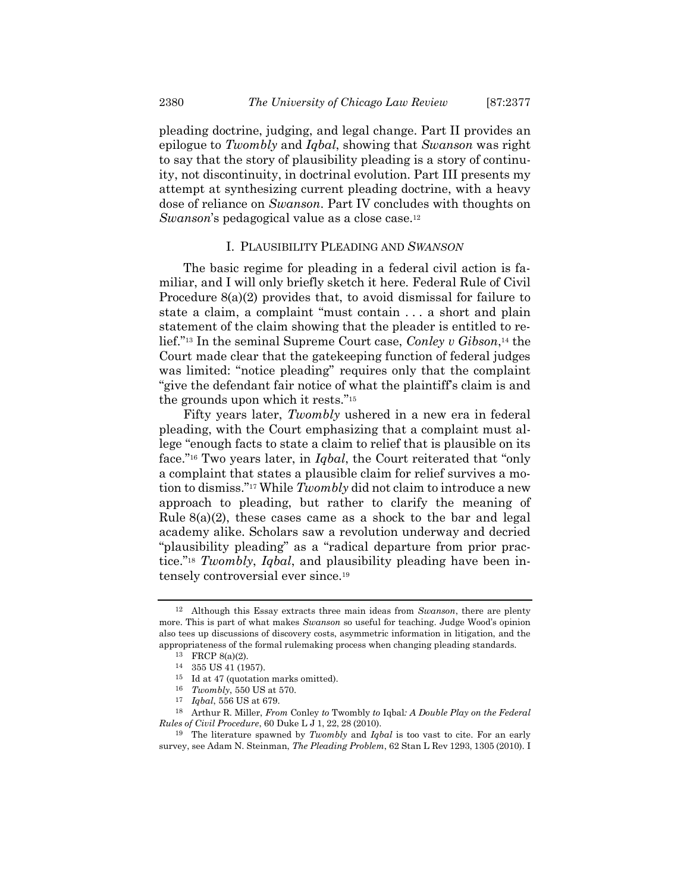pleading doctrine, judging, and legal change. Part II provides an epilogue to *Twombly* and *Iqbal*, showing that *Swanson* was right to say that the story of plausibility pleading is a story of continuity, not discontinuity, in doctrinal evolution. Part III presents my attempt at synthesizing current pleading doctrine, with a heavy dose of reliance on *Swanson*. Part IV concludes with thoughts on *Swanson*'s pedagogical value as a close case.[12]

## I. PLAUSIBILITY PLEADING AND *SWANSON*

The basic regime for pleading in a federal civil action is familiar, and I will only briefly sketch it here. Federal Rule of Civil Procedure 8(a)(2) provides that, to avoid dismissal for failure to state a claim, a complaint "must contain . . . a short and plain statement of the claim showing that the pleader is entitled to relief."[13] In the seminal Supreme Court case, *Conley v Gibson*,[14] the Court made clear that the gatekeeping function of federal judges was limited: "notice pleading" requires only that the complaint "give the defendant fair notice of what the plaintiff's claim is and the grounds upon which it rests."[15]

Fifty years later, *Twombly* ushered in a new era in federal pleading, with the Court emphasizing that a complaint must allege "enough facts to state a claim to relief that is plausible on its face."[16] Two years later, in *Iqbal*, the Court reiterated that "only a complaint that states a plausible claim for relief survives a motion to dismiss."[17] While *Twombly* did not claim to introduce a new approach to pleading, but rather to clarify the meaning of Rule 8(a)(2), these cases came as a shock to the bar and legal academy alike. Scholars saw a revolution underway and decried "plausibility pleading" as a "radical departure from prior practice."[18] *Twombly*, *Iqbal*, and plausibility pleading have been intensely controversial ever since.[19]

---

[12] Although this Essay extracts three main ideas from *Swanson*, there are plenty more. This is part of what makes *Swanson* so useful for teaching. Judge Wood's opinion also tees up discussions of discovery costs, asymmetric information in litigation, and the appropriateness of the formal rulemaking process when changing pleading standards.

[13] FRCP 8(a)(2).

[14] 355 US 41 (1957).

[15] Id at 47 (quotation marks omitted).

[16] *Twombly*, 550 US at 570.

[17] *Iqbal*, 556 US at 679.

[18] Arthur R. Miller, *From* Conley *to* Twombly *to* Iqbal*: A Double Play on the Federal Rules of Civil Procedure*, 60 Duke L J 1, 22, 28 (2010).

[19] The literature spawned by *Twombly* and *Iqbal* is too vast to cite. For an early survey, see Adam N. Steinman, *The Pleading Problem*, 62 Stan L Rev 1293, 1305 (2010). I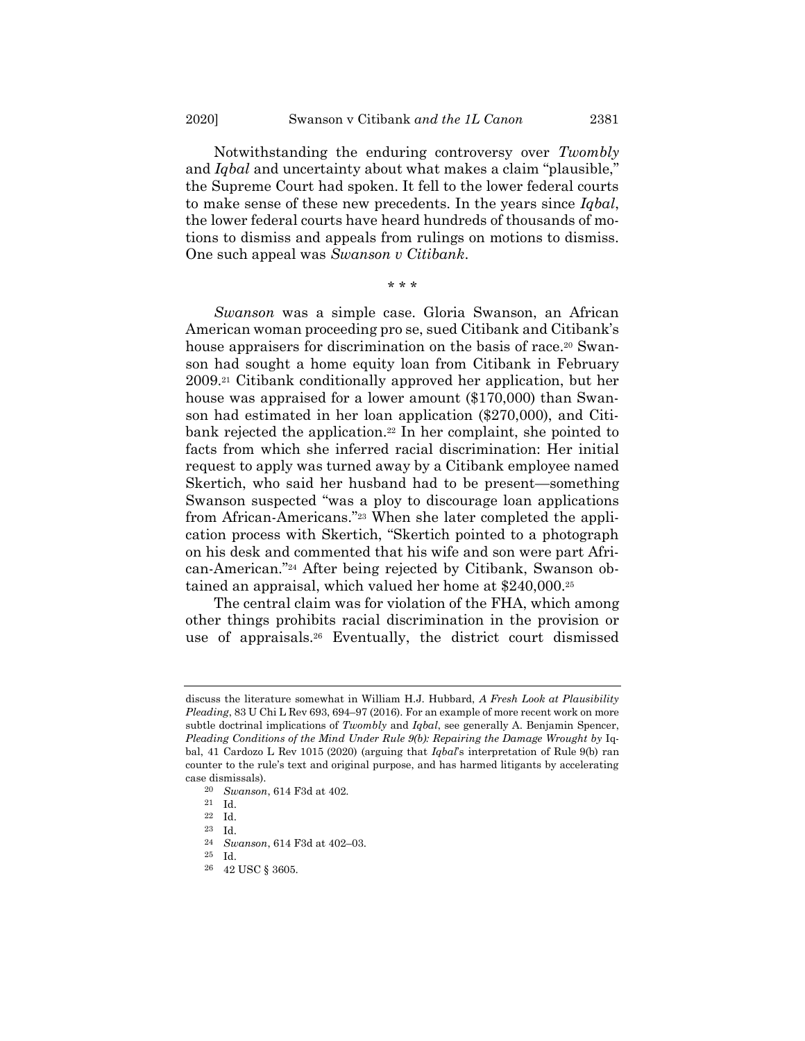Notwithstanding the enduring controversy over *Twombly* and *Iqbal* and uncertainty about what makes a claim "plausible," the Supreme Court had spoken. It fell to the lower federal courts to make sense of these new precedents. In the years since *Iqbal*, the lower federal courts have heard hundreds of thousands of motions to dismiss and appeals from rulings on motions to dismiss. One such appeal was *Swanson v Citibank*.

\* \* \*

*Swanson* was a simple case. Gloria Swanson, an African American woman proceeding pro se, sued Citibank and Citibank's house appraisers for discrimination on the basis of race.[20] Swanson had sought a home equity loan from Citibank in February 2009.[21] Citibank conditionally approved her application, but her house was appraised for a lower amount ($170,000) than Swanson had estimated in her loan application ($270,000), and Citibank rejected the application.[22] In her complaint, she pointed to facts from which she inferred racial discrimination: Her initial request to apply was turned away by a Citibank employee named Skertich, who said her husband had to be present—something Swanson suspected "was a ploy to discourage loan applications from African-Americans."[23] When she later completed the application process with Skertich, "Skertich pointed to a photograph on his desk and commented that his wife and son were part African-American."[24] After being rejected by Citibank, Swanson obtained an appraisal, which valued her home at $240,000.[25]

The central claim was for violation of the FHA, which among other things prohibits racial discrimination in the provision or use of appraisals.[26] Eventually, the district court dismissed

---

discuss the literature somewhat in William H.J. Hubbard, *A Fresh Look at Plausibility Pleading*, 83 U Chi L Rev 693, 694–97 (2016). For an example of more recent work on more subtle doctrinal implications of *Twombly* and *Iqbal*, see generally A. Benjamin Spencer, *Pleading Conditions of the Mind Under Rule 9(b): Repairing the Damage Wrought by* Iqbal, 41 Cardozo L Rev 1015 (2020) (arguing that *Iqbal*'s interpretation of Rule 9(b) ran counter to the rule's text and original purpose, and has harmed litigants by accelerating case dismissals).

[20] *Swanson*, 614 F3d at 402.

[21] Id.

[22] Id.

[23] Id.

[24] *Swanson*, 614 F3d at 402–03.

[25] Id.

[26] 42 USC § 3605.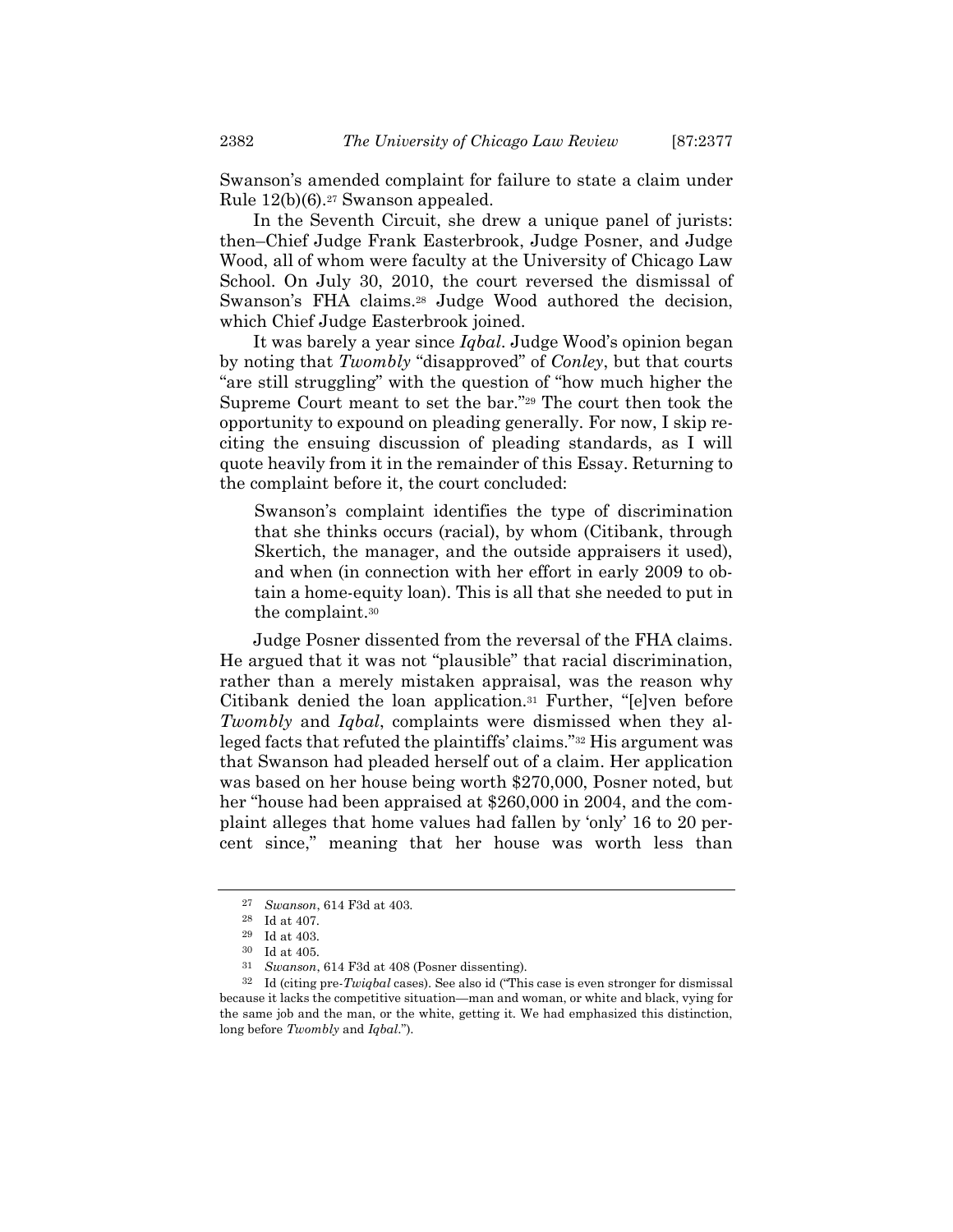Swanson's amended complaint for failure to state a claim under Rule 12(b)(6).[27] Swanson appealed.

In the Seventh Circuit, she drew a unique panel of jurists: then–Chief Judge Frank Easterbrook, Judge Posner, and Judge Wood, all of whom were faculty at the University of Chicago Law School. On July 30, 2010, the court reversed the dismissal of Swanson's FHA claims.[28] Judge Wood authored the decision, which Chief Judge Easterbrook joined.

It was barely a year since *Iqbal*. Judge Wood's opinion began by noting that *Twombly* "disapproved" of *Conley*, but that courts "are still struggling" with the question of "how much higher the Supreme Court meant to set the bar."[29] The court then took the opportunity to expound on pleading generally. For now, I skip reciting the ensuing discussion of pleading standards, as I will quote heavily from it in the remainder of this Essay. Returning to the complaint before it, the court concluded:

> Swanson's complaint identifies the type of discrimination that she thinks occurs (racial), by whom (Citibank, through Skertich, the manager, and the outside appraisers it used), and when (in connection with her effort in early 2009 to obtain a home-equity loan). This is all that she needed to put in the complaint.[30]

Judge Posner dissented from the reversal of the FHA claims. He argued that it was not "plausible" that racial discrimination, rather than a merely mistaken appraisal, was the reason why Citibank denied the loan application.[31] Further, "[e]ven before *Twombly* and *Iqbal*, complaints were dismissed when they alleged facts that refuted the plaintiffs' claims."[32] His argument was that Swanson had pleaded herself out of a claim. Her application was based on her house being worth $270,000, Posner noted, but her "house had been appraised at $260,000 in 2004, and the complaint alleges that home values had fallen by 'only' 16 to 20 percent since," meaning that her house was worth less than

---

[27] *Swanson*, 614 F3d at 403.

[28] Id at 407.

[29] Id at 403.

[30] Id at 405.

[31] *Swanson*, 614 F3d at 408 (Posner dissenting).

[32] Id (citing pre-*Twiqbal* cases). See also id ("This case is even stronger for dismissal because it lacks the competitive situation—man and woman, or white and black, vying for the same job and the man, or the white, getting it. We had emphasized this distinction, long before *Twombly* and *Iqbal*.").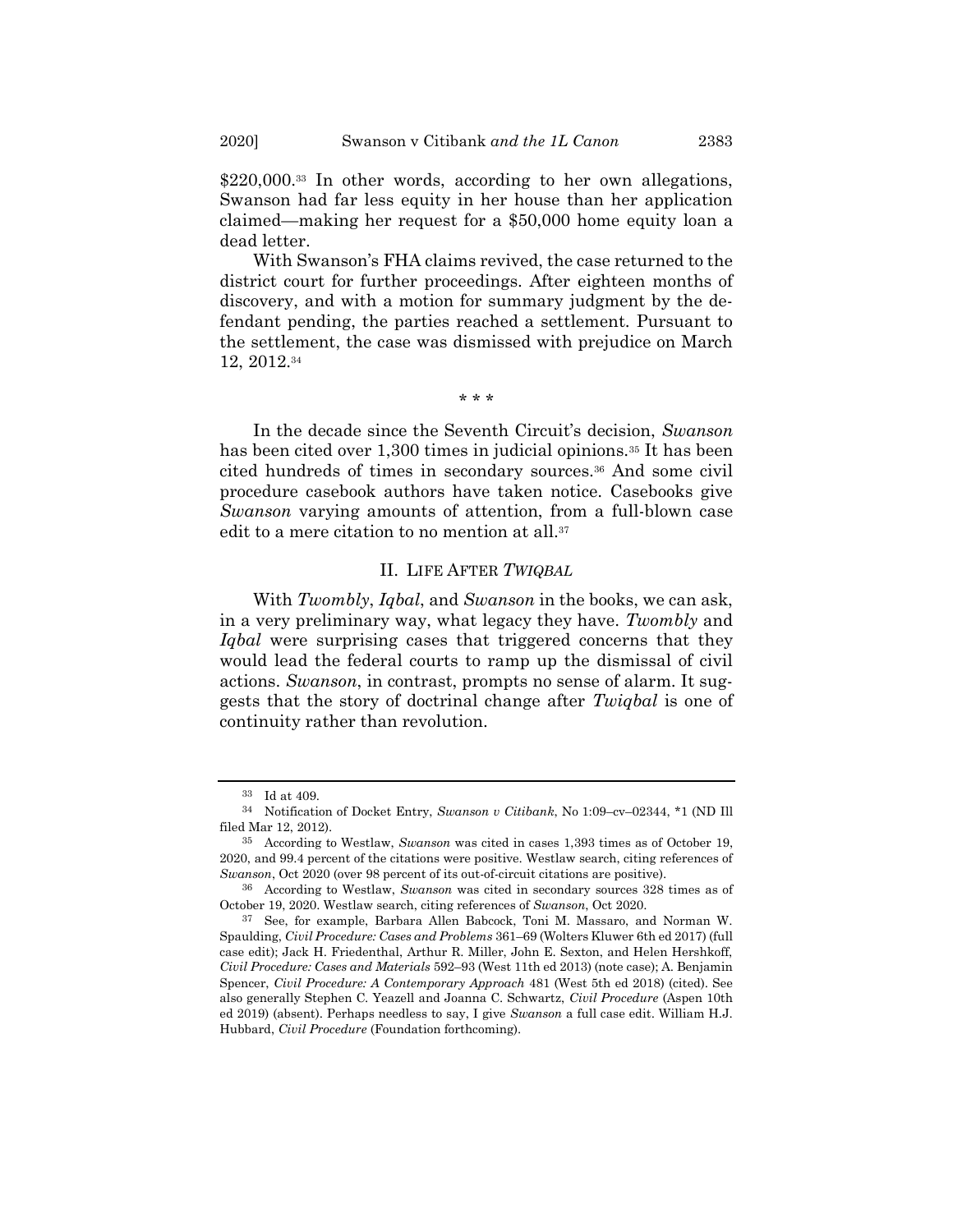$220,000.[33] In other words, according to her own allegations, Swanson had far less equity in her house than her application claimed—making her request for a $50,000 home equity loan a dead letter.

With Swanson's FHA claims revived, the case returned to the district court for further proceedings. After eighteen months of discovery, and with a motion for summary judgment by the defendant pending, the parties reached a settlement. Pursuant to the settlement, the case was dismissed with prejudice on March 12, 2012.[34]

\* \* \*

In the decade since the Seventh Circuit's decision, *Swanson* has been cited over 1,300 times in judicial opinions.[35] It has been cited hundreds of times in secondary sources.[36] And some civil procedure casebook authors have taken notice. Casebooks give *Swanson* varying amounts of attention, from a full-blown case edit to a mere citation to no mention at all.[37]

## II. LIFE AFTER *TWIQBAL*

With *Twombly*, *Iqbal*, and *Swanson* in the books, we can ask, in a very preliminary way, what legacy they have. *Twombly* and *Iqbal* were surprising cases that triggered concerns that they would lead the federal courts to ramp up the dismissal of civil actions. *Swanson*, in contrast, prompts no sense of alarm. It suggests that the story of doctrinal change after *Twiqbal* is one of continuity rather than revolution.

---

[33] Id at 409.

[34] Notification of Docket Entry, *Swanson v Citibank*, No 1:09–cv–02344, \*1 (ND Ill filed Mar 12, 2012).

[35] According to Westlaw, *Swanson* was cited in cases 1,393 times as of October 19, 2020, and 99.4 percent of the citations were positive. Westlaw search, citing references of *Swanson*, Oct 2020 (over 98 percent of its out-of-circuit citations are positive).

[36] According to Westlaw, *Swanson* was cited in secondary sources 328 times as of October 19, 2020. Westlaw search, citing references of *Swanson*, Oct 2020.

[37] See, for example, Barbara Allen Babcock, Toni M. Massaro, and Norman W. Spaulding, *Civil Procedure: Cases and Problems* 361–69 (Wolters Kluwer 6th ed 2017) (full case edit); Jack H. Friedenthal, Arthur R. Miller, John E. Sexton, and Helen Hershkoff, *Civil Procedure: Cases and Materials* 592–93 (West 11th ed 2013) (note case); A. Benjamin Spencer, *Civil Procedure: A Contemporary Approach* 481 (West 5th ed 2018) (cited). See also generally Stephen C. Yeazell and Joanna C. Schwartz, *Civil Procedure* (Aspen 10th ed 2019) (absent). Perhaps needless to say, I give *Swanson* a full case edit. William H.J. Hubbard, *Civil Procedure* (Foundation forthcoming).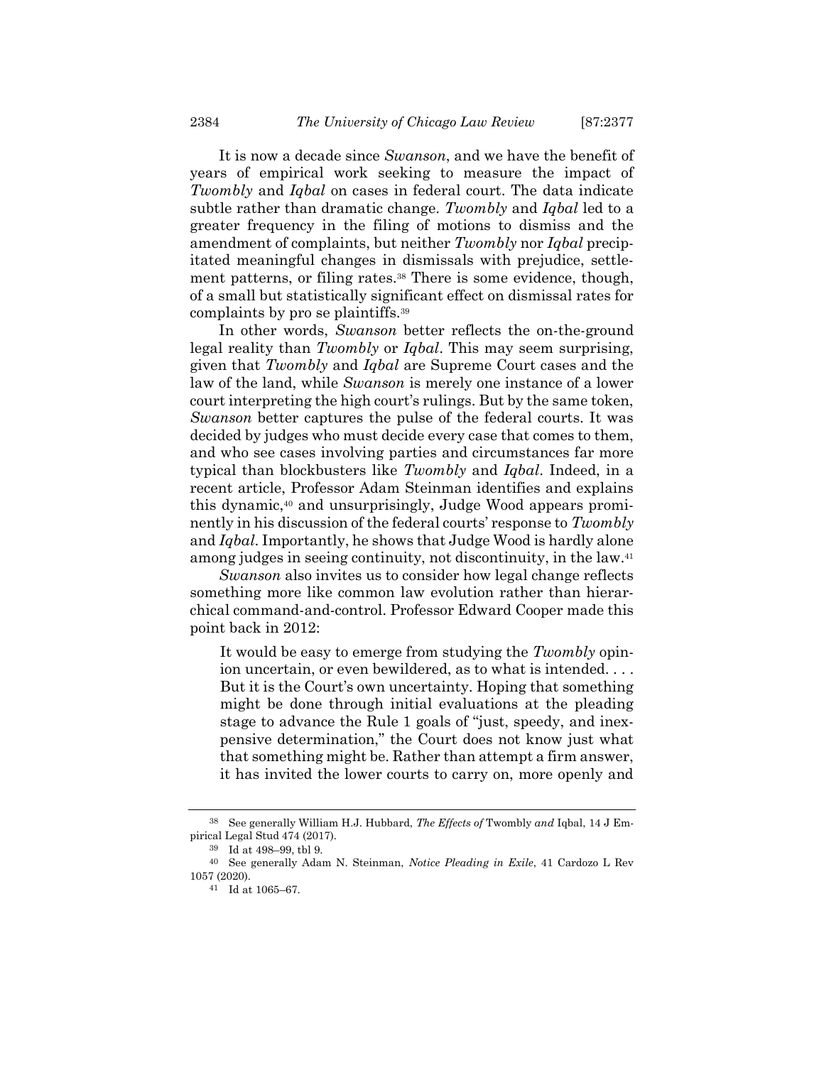It is now a decade since *Swanson*, and we have the benefit of years of empirical work seeking to measure the impact of *Twombly* and *Iqbal* on cases in federal court. The data indicate subtle rather than dramatic change. *Twombly* and *Iqbal* led to a greater frequency in the filing of motions to dismiss and the amendment of complaints, but neither *Twombly* nor *Iqbal* precipitated meaningful changes in dismissals with prejudice, settlement patterns, or filing rates.[38] There is some evidence, though, of a small but statistically significant effect on dismissal rates for complaints by pro se plaintiffs.[39]

In other words, *Swanson* better reflects the on-the-ground legal reality than *Twombly* or *Iqbal*. This may seem surprising, given that *Twombly* and *Iqbal* are Supreme Court cases and the law of the land, while *Swanson* is merely one instance of a lower court interpreting the high court's rulings. But by the same token, *Swanson* better captures the pulse of the federal courts. It was decided by judges who must decide every case that comes to them, and who see cases involving parties and circumstances far more typical than blockbusters like *Twombly* and *Iqbal*. Indeed, in a recent article, Professor Adam Steinman identifies and explains this dynamic,[40] and unsurprisingly, Judge Wood appears prominently in his discussion of the federal courts' response to *Twombly* and *Iqbal*. Importantly, he shows that Judge Wood is hardly alone among judges in seeing continuity, not discontinuity, in the law.[41]

*Swanson* also invites us to consider how legal change reflects something more like common law evolution rather than hierarchical command-and-control. Professor Edward Cooper made this point back in 2012:

> It would be easy to emerge from studying the *Twombly* opinion uncertain, or even bewildered, as to what is intended. . . . But it is the Court's own uncertainty. Hoping that something might be done through initial evaluations at the pleading stage to advance the Rule 1 goals of "just, speedy, and inexpensive determination," the Court does not know just what that something might be. Rather than attempt a firm answer, it has invited the lower courts to carry on, more openly and

---

[38] See generally William H.J. Hubbard, *The Effects of* Twombly *and* Iqbal, 14 J Empirical Legal Stud 474 (2017).

[39] Id at 498–99, tbl 9.

[40] See generally Adam N. Steinman, *Notice Pleading in Exile*, 41 Cardozo L Rev 1057 (2020).

[41] Id at 1065–67.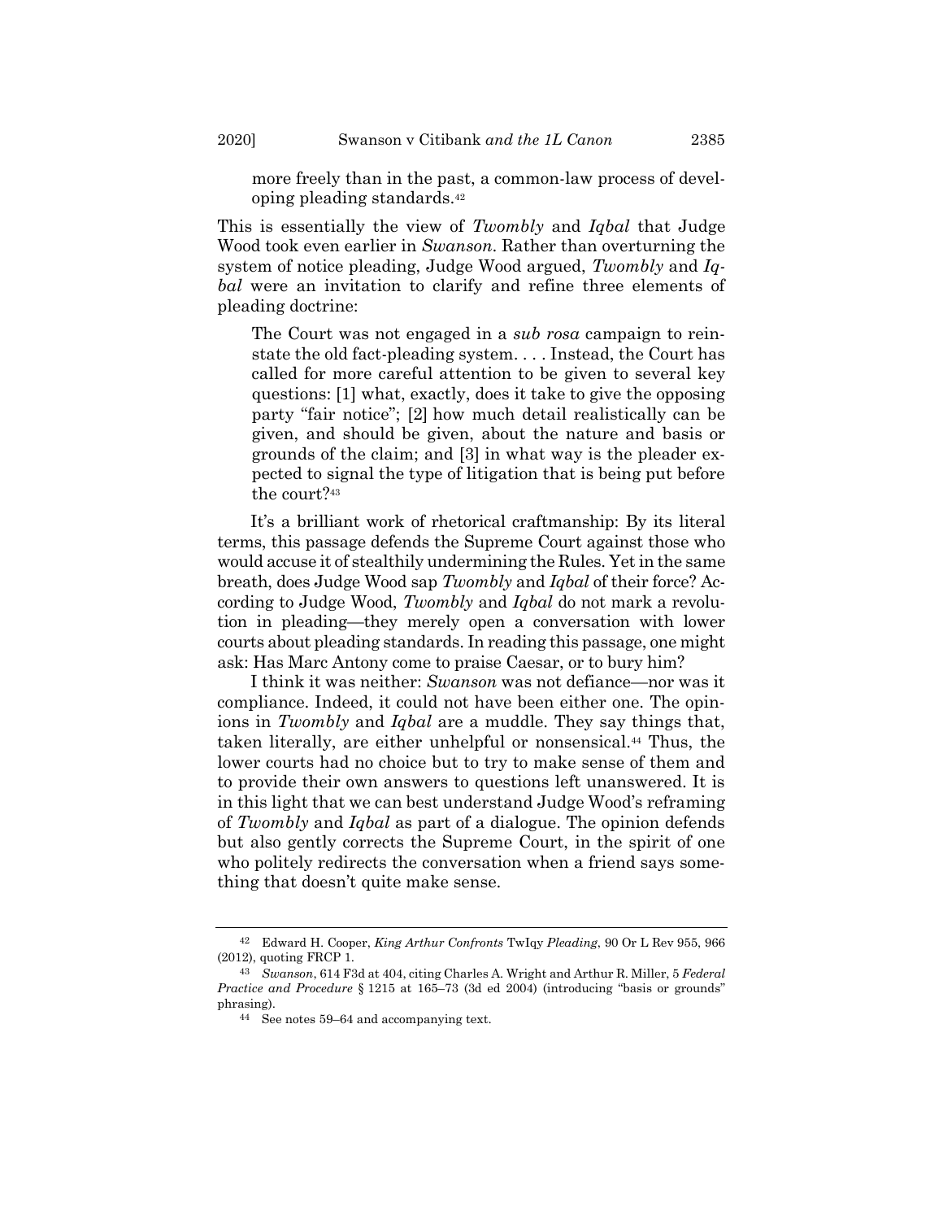more freely than in the past, a common-law process of developing pleading standards.[42]

This is essentially the view of *Twombly* and *Iqbal* that Judge Wood took even earlier in *Swanson*. Rather than overturning the system of notice pleading, Judge Wood argued, *Twombly* and *Iqbal* were an invitation to clarify and refine three elements of pleading doctrine:

> The Court was not engaged in a *sub rosa* campaign to reinstate the old fact-pleading system. . . . Instead, the Court has called for more careful attention to be given to several key questions: [1] what, exactly, does it take to give the opposing party "fair notice"; [2] how much detail realistically can be given, and should be given, about the nature and basis or grounds of the claim; and [3] in what way is the pleader expected to signal the type of litigation that is being put before the court?[43]

It's a brilliant work of rhetorical craftmanship: By its literal terms, this passage defends the Supreme Court against those who would accuse it of stealthily undermining the Rules. Yet in the same breath, does Judge Wood sap *Twombly* and *Iqbal* of their force? According to Judge Wood, *Twombly* and *Iqbal* do not mark a revolution in pleading—they merely open a conversation with lower courts about pleading standards. In reading this passage, one might ask: Has Marc Antony come to praise Caesar, or to bury him?

I think it was neither: *Swanson* was not defiance—nor was it compliance. Indeed, it could not have been either one. The opinions in *Twombly* and *Iqbal* are a muddle. They say things that, taken literally, are either unhelpful or nonsensical.[44] Thus, the lower courts had no choice but to try to make sense of them and to provide their own answers to questions left unanswered. It is in this light that we can best understand Judge Wood's reframing of *Twombly* and *Iqbal* as part of a dialogue. The opinion defends but also gently corrects the Supreme Court, in the spirit of one who politely redirects the conversation when a friend says something that doesn't quite make sense.

---

[42] Edward H. Cooper, *King Arthur Confronts* TwIqy *Pleading*, 90 Or L Rev 955, 966 (2012), quoting FRCP 1.

[43] *Swanson*, 614 F3d at 404, citing Charles A. Wright and Arthur R. Miller, 5 *Federal Practice and Procedure* § 1215 at 165–73 (3d ed 2004) (introducing "basis or grounds" phrasing).

[44] See notes 59–64 and accompanying text.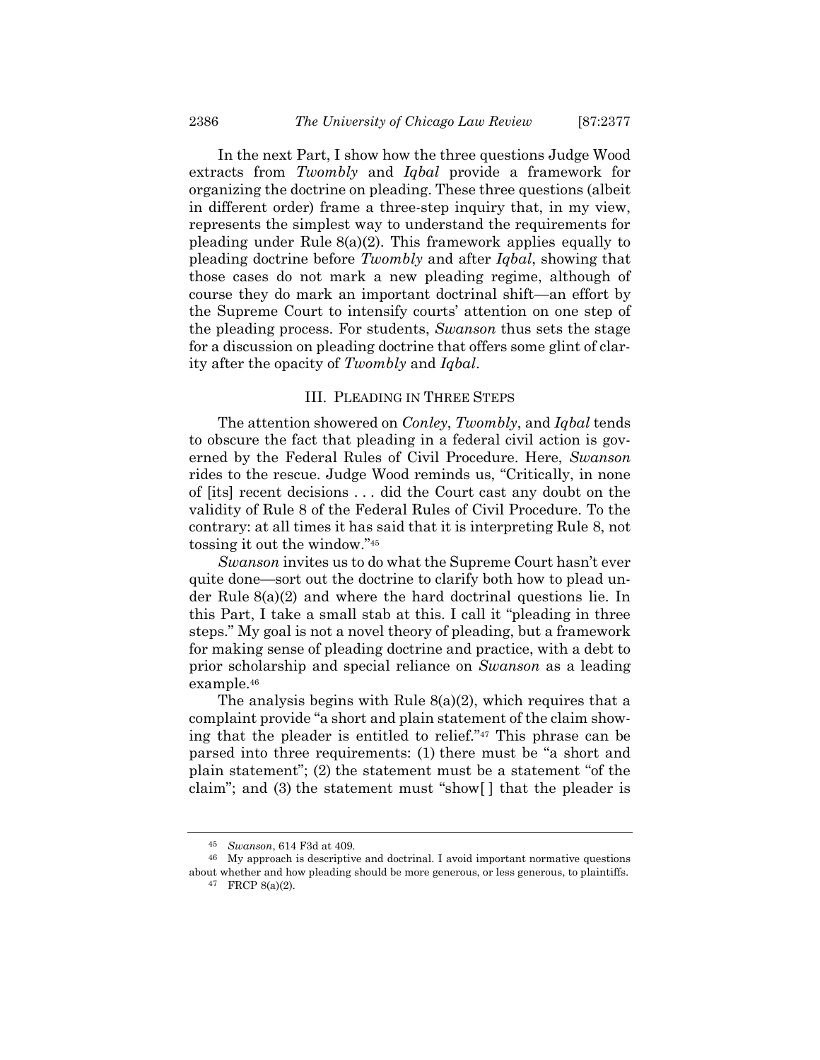In the next Part, I show how the three questions Judge Wood extracts from *Twombly* and *Iqbal* provide a framework for organizing the doctrine on pleading. These three questions (albeit in different order) frame a three-step inquiry that, in my view, represents the simplest way to understand the requirements for pleading under Rule 8(a)(2). This framework applies equally to pleading doctrine before *Twombly* and after *Iqbal*, showing that those cases do not mark a new pleading regime, although of course they do mark an important doctrinal shift—an effort by the Supreme Court to intensify courts' attention on one step of the pleading process. For students, *Swanson* thus sets the stage for a discussion on pleading doctrine that offers some glint of clarity after the opacity of *Twombly* and *Iqbal*.

## III. Pleading in Three Steps

The attention showered on *Conley*, *Twombly*, and *Iqbal* tends to obscure the fact that pleading in a federal civil action is governed by the Federal Rules of Civil Procedure. Here, *Swanson* rides to the rescue. Judge Wood reminds us, "Critically, in none of [its] recent decisions . . . did the Court cast any doubt on the validity of Rule 8 of the Federal Rules of Civil Procedure. To the contrary: at all times it has said that it is interpreting Rule 8, not tossing it out the window."[45]

*Swanson* invites us to do what the Supreme Court hasn't ever quite done—sort out the doctrine to clarify both how to plead under Rule 8(a)(2) and where the hard doctrinal questions lie. In this Part, I take a small stab at this. I call it "pleading in three steps." My goal is not a novel theory of pleading, but a framework for making sense of pleading doctrine and practice, with a debt to prior scholarship and special reliance on *Swanson* as a leading example.[46]

The analysis begins with Rule 8(a)(2), which requires that a complaint provide "a short and plain statement of the claim showing that the pleader is entitled to relief."[47] This phrase can be parsed into three requirements: (1) there must be "a short and plain statement"; (2) the statement must be a statement "of the claim"; and (3) the statement must "show[ ] that the pleader is

---

[45] *Swanson*, 614 F3d at 409.

[46] My approach is descriptive and doctrinal. I avoid important normative questions about whether and how pleading should be more generous, or less generous, to plaintiffs.

[47] FRCP 8(a)(2).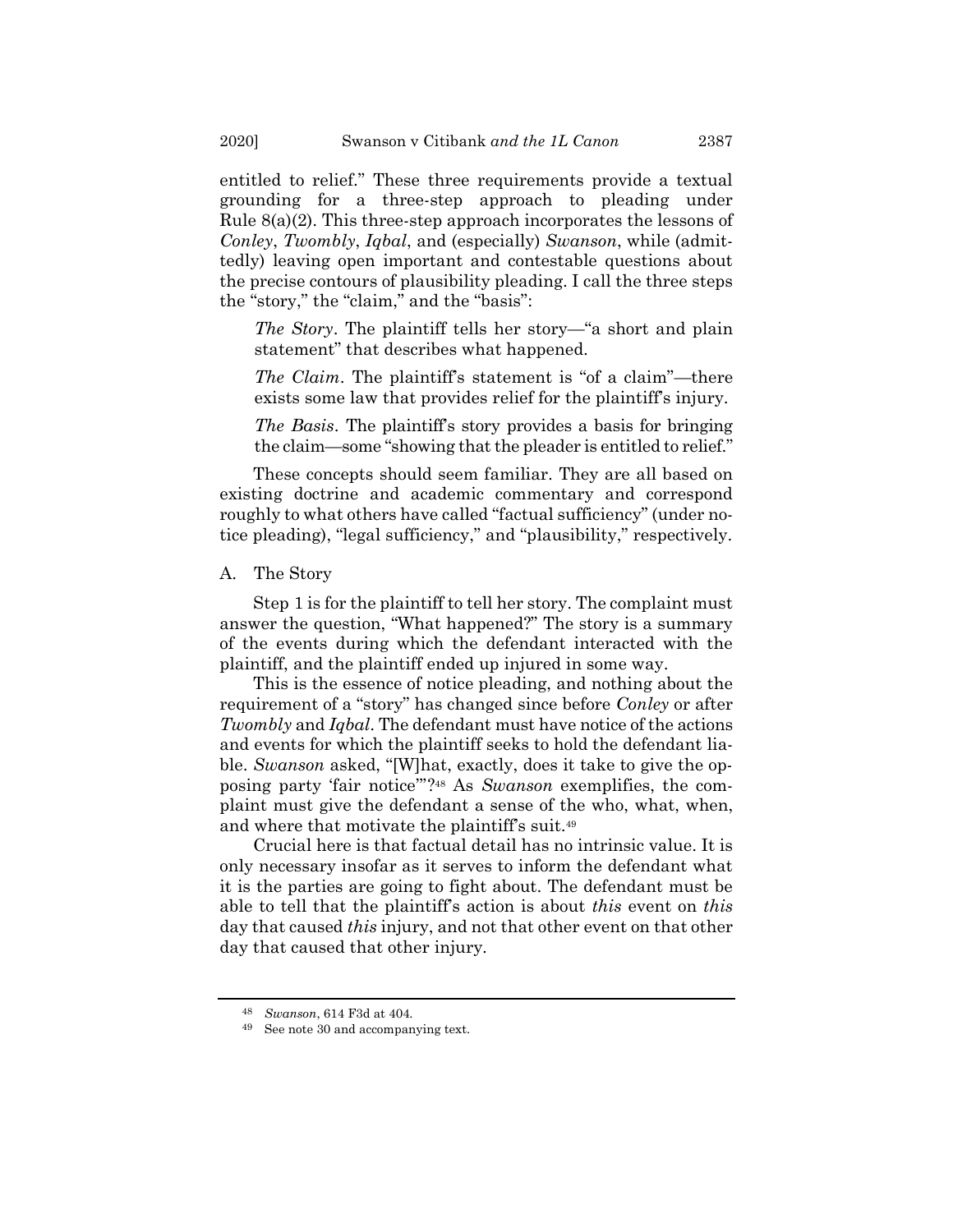entitled to relief." These three requirements provide a textual grounding for a three-step approach to pleading under Rule 8(a)(2). This three-step approach incorporates the lessons of *Conley*, *Twombly*, *Iqbal*, and (especially) *Swanson*, while (admittedly) leaving open important and contestable questions about the precise contours of plausibility pleading. I call the three steps the "story," the "claim," and the "basis":

> *The Story*. The plaintiff tells her story—"a short and plain statement" that describes what happened.
>
> *The Claim*. The plaintiff's statement is "of a claim"—there exists some law that provides relief for the plaintiff's injury.
>
> *The Basis*. The plaintiff's story provides a basis for bringing the claim—some "showing that the pleader is entitled to relief."

These concepts should seem familiar. They are all based on existing doctrine and academic commentary and correspond roughly to what others have called "factual sufficiency" (under notice pleading), "legal sufficiency," and "plausibility," respectively.

## A. The Story

Step 1 is for the plaintiff to tell her story. The complaint must answer the question, "What happened?" The story is a summary of the events during which the defendant interacted with the plaintiff, and the plaintiff ended up injured in some way.

This is the essence of notice pleading, and nothing about the requirement of a "story" has changed since before *Conley* or after *Twombly* and *Iqbal*. The defendant must have notice of the actions and events for which the plaintiff seeks to hold the defendant liable. *Swanson* asked, "[W]hat, exactly, does it take to give the opposing party 'fair notice'"?[48] As *Swanson* exemplifies, the complaint must give the defendant a sense of the who, what, when, and where that motivate the plaintiff's suit.[49]

Crucial here is that factual detail has no intrinsic value. It is only necessary insofar as it serves to inform the defendant what it is the parties are going to fight about. The defendant must be able to tell that the plaintiff's action is about *this* event on *this* day that caused *this* injury, and not that other event on that other day that caused that other injury.

---

[48] *Swanson*, 614 F3d at 404.

[49] See note 30 and accompanying text.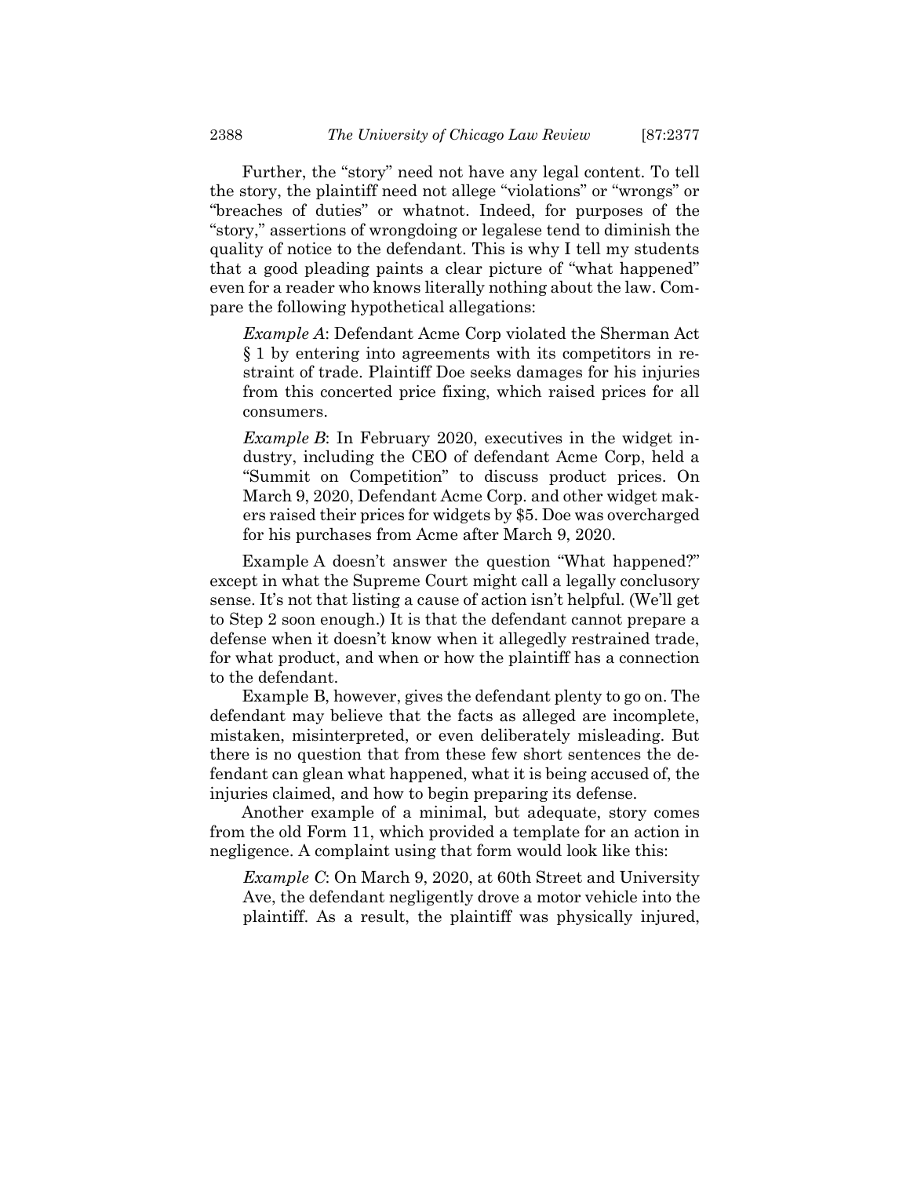Further, the "story" need not have any legal content. To tell the story, the plaintiff need not allege "violations" or "wrongs" or "breaches of duties" or whatnot. Indeed, for purposes of the "story," assertions of wrongdoing or legalese tend to diminish the quality of notice to the defendant. This is why I tell my students that a good pleading paints a clear picture of "what happened" even for a reader who knows literally nothing about the law. Compare the following hypothetical allegations:

> *Example A*: Defendant Acme Corp violated the Sherman Act § 1 by entering into agreements with its competitors in restraint of trade. Plaintiff Doe seeks damages for his injuries from this concerted price fixing, which raised prices for all consumers.
>
> *Example B*: In February 2020, executives in the widget industry, including the CEO of defendant Acme Corp, held a "Summit on Competition" to discuss product prices. On March 9, 2020, Defendant Acme Corp. and other widget makers raised their prices for widgets by $5. Doe was overcharged for his purchases from Acme after March 9, 2020.

Example A doesn't answer the question "What happened?" except in what the Supreme Court might call a legally conclusory sense. It's not that listing a cause of action isn't helpful. (We'll get to Step 2 soon enough.) It is that the defendant cannot prepare a defense when it doesn't know when it allegedly restrained trade, for what product, and when or how the plaintiff has a connection to the defendant.

Example B, however, gives the defendant plenty to go on. The defendant may believe that the facts as alleged are incomplete, mistaken, misinterpreted, or even deliberately misleading. But there is no question that from these few short sentences the defendant can glean what happened, what it is being accused of, the injuries claimed, and how to begin preparing its defense.

Another example of a minimal, but adequate, story comes from the old Form 11, which provided a template for an action in negligence. A complaint using that form would look like this:

> *Example C*: On March 9, 2020, at 60th Street and University Ave, the defendant negligently drove a motor vehicle into the plaintiff. As a result, the plaintiff was physically injured,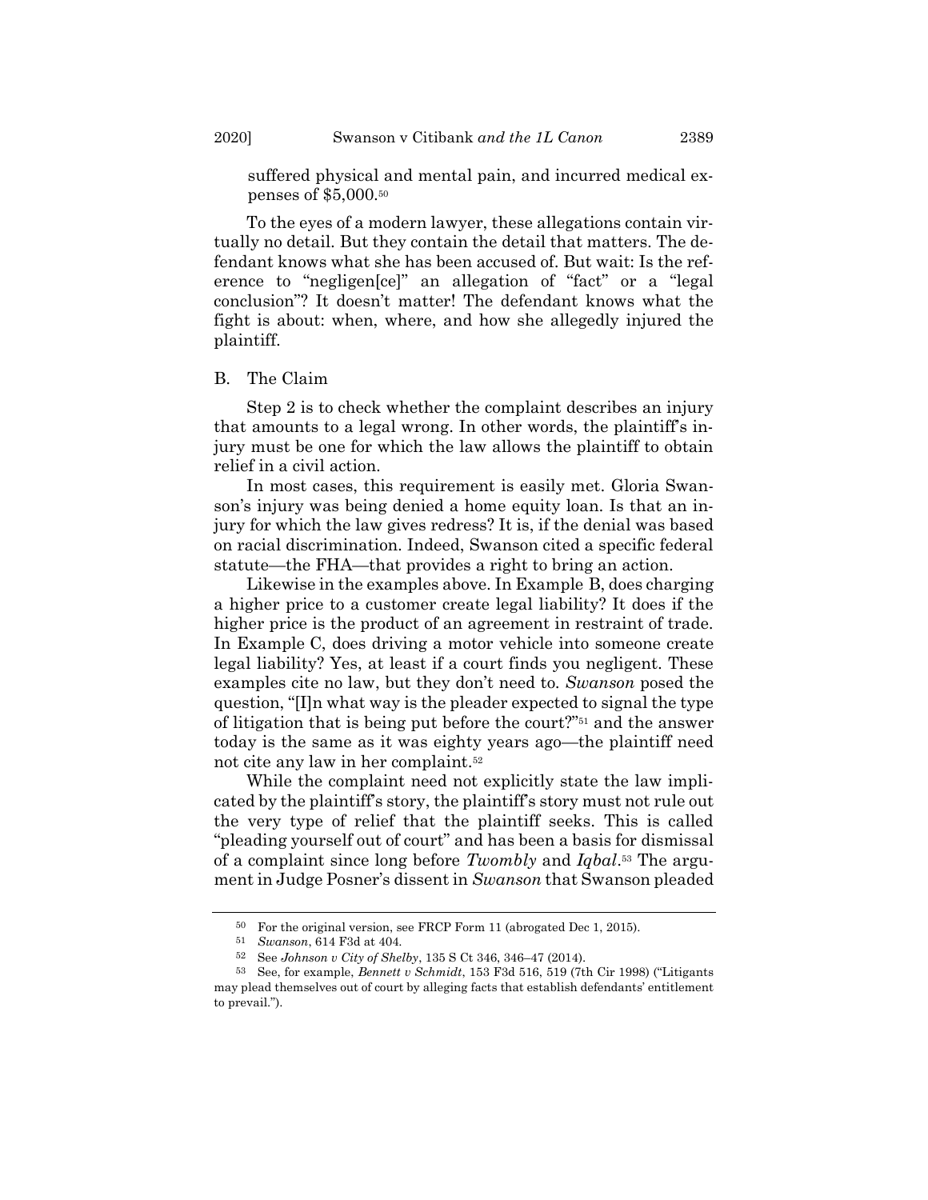suffered physical and mental pain, and incurred medical expenses of $5,000.[50]

To the eyes of a modern lawyer, these allegations contain virtually no detail. But they contain the detail that matters. The defendant knows what she has been accused of. But wait: Is the reference to "negligen[ce]" an allegation of "fact" or a "legal conclusion"? It doesn't matter! The defendant knows what the fight is about: when, where, and how she allegedly injured the plaintiff.

## B. The Claim

Step 2 is to check whether the complaint describes an injury that amounts to a legal wrong. In other words, the plaintiff's injury must be one for which the law allows the plaintiff to obtain relief in a civil action.

In most cases, this requirement is easily met. Gloria Swanson's injury was being denied a home equity loan. Is that an injury for which the law gives redress? It is, if the denial was based on racial discrimination. Indeed, Swanson cited a specific federal statute—the FHA—that provides a right to bring an action.

Likewise in the examples above. In Example B, does charging a higher price to a customer create legal liability? It does if the higher price is the product of an agreement in restraint of trade. In Example C, does driving a motor vehicle into someone create legal liability? Yes, at least if a court finds you negligent. These examples cite no law, but they don't need to. *Swanson* posed the question, "[I]n what way is the pleader expected to signal the type of litigation that is being put before the court?"[51] and the answer today is the same as it was eighty years ago—the plaintiff need not cite any law in her complaint.[52]

While the complaint need not explicitly state the law implicated by the plaintiff's story, the plaintiff's story must not rule out the very type of relief that the plaintiff seeks. This is called "pleading yourself out of court" and has been a basis for dismissal of a complaint since long before *Twombly* and *Iqbal*.[53] The argument in Judge Posner's dissent in *Swanson* that Swanson pleaded

---

[50] For the original version, see FRCP Form 11 (abrogated Dec 1, 2015).

[51] *Swanson*, 614 F3d at 404.

[52] See *Johnson v City of Shelby*, 135 S Ct 346, 346–47 (2014).

[53] See, for example, *Bennett v Schmidt*, 153 F3d 516, 519 (7th Cir 1998) ("Litigants may plead themselves out of court by alleging facts that establish defendants' entitlement to prevail.").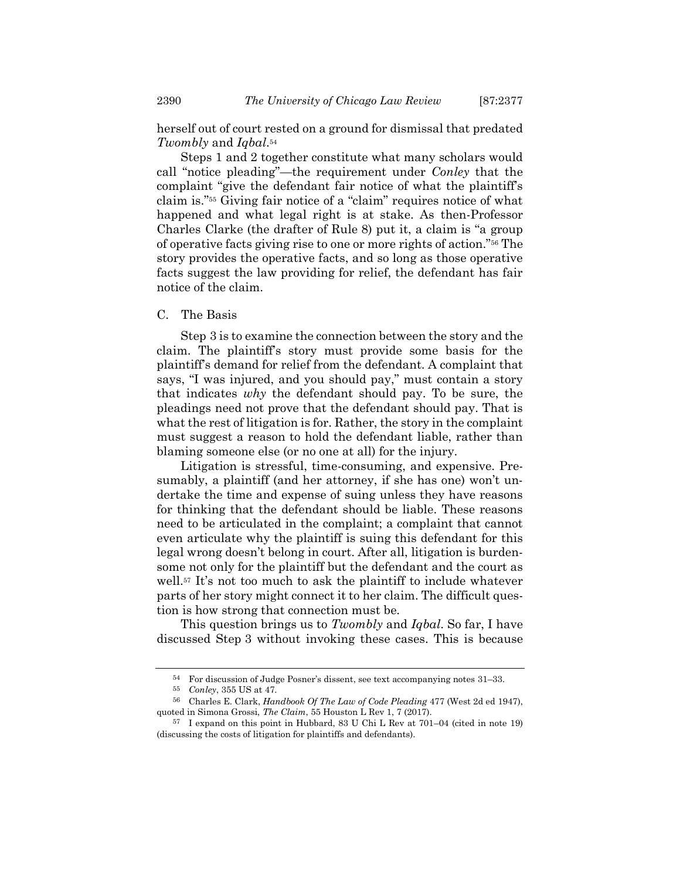herself out of court rested on a ground for dismissal that predated *Twombly* and *Iqbal*.[54]

Steps 1 and 2 together constitute what many scholars would call "notice pleading"—the requirement under *Conley* that the complaint "give the defendant fair notice of what the plaintiff's claim is."[55] Giving fair notice of a "claim" requires notice of what happened and what legal right is at stake. As then-Professor Charles Clarke (the drafter of Rule 8) put it, a claim is "a group of operative facts giving rise to one or more rights of action."[56] The story provides the operative facts, and so long as those operative facts suggest the law providing for relief, the defendant has fair notice of the claim.

### C. The Basis

Step 3 is to examine the connection between the story and the claim. The plaintiff's story must provide some basis for the plaintiff's demand for relief from the defendant. A complaint that says, "I was injured, and you should pay," must contain a story that indicates *why* the defendant should pay. To be sure, the pleadings need not prove that the defendant should pay. That is what the rest of litigation is for. Rather, the story in the complaint must suggest a reason to hold the defendant liable, rather than blaming someone else (or no one at all) for the injury.

Litigation is stressful, time-consuming, and expensive. Presumably, a plaintiff (and her attorney, if she has one) won't undertake the time and expense of suing unless they have reasons for thinking that the defendant should be liable. These reasons need to be articulated in the complaint; a complaint that cannot even articulate why the plaintiff is suing this defendant for this legal wrong doesn't belong in court. After all, litigation is burdensome not only for the plaintiff but the defendant and the court as well.[57] It's not too much to ask the plaintiff to include whatever parts of her story might connect it to her claim. The difficult question is how strong that connection must be.

This question brings us to *Twombly* and *Iqbal*. So far, I have discussed Step 3 without invoking these cases. This is because

---

[54] For discussion of Judge Posner's dissent, see text accompanying notes 31–33.

[55] *Conley*, 355 US at 47.

[56] Charles E. Clark, *Handbook Of The Law of Code Pleading* 477 (West 2d ed 1947), quoted in Simona Grossi, *The Claim*, 55 Houston L Rev 1, 7 (2017).

[57] I expand on this point in Hubbard, 83 U Chi L Rev at 701–04 (cited in note 19) (discussing the costs of litigation for plaintiffs and defendants).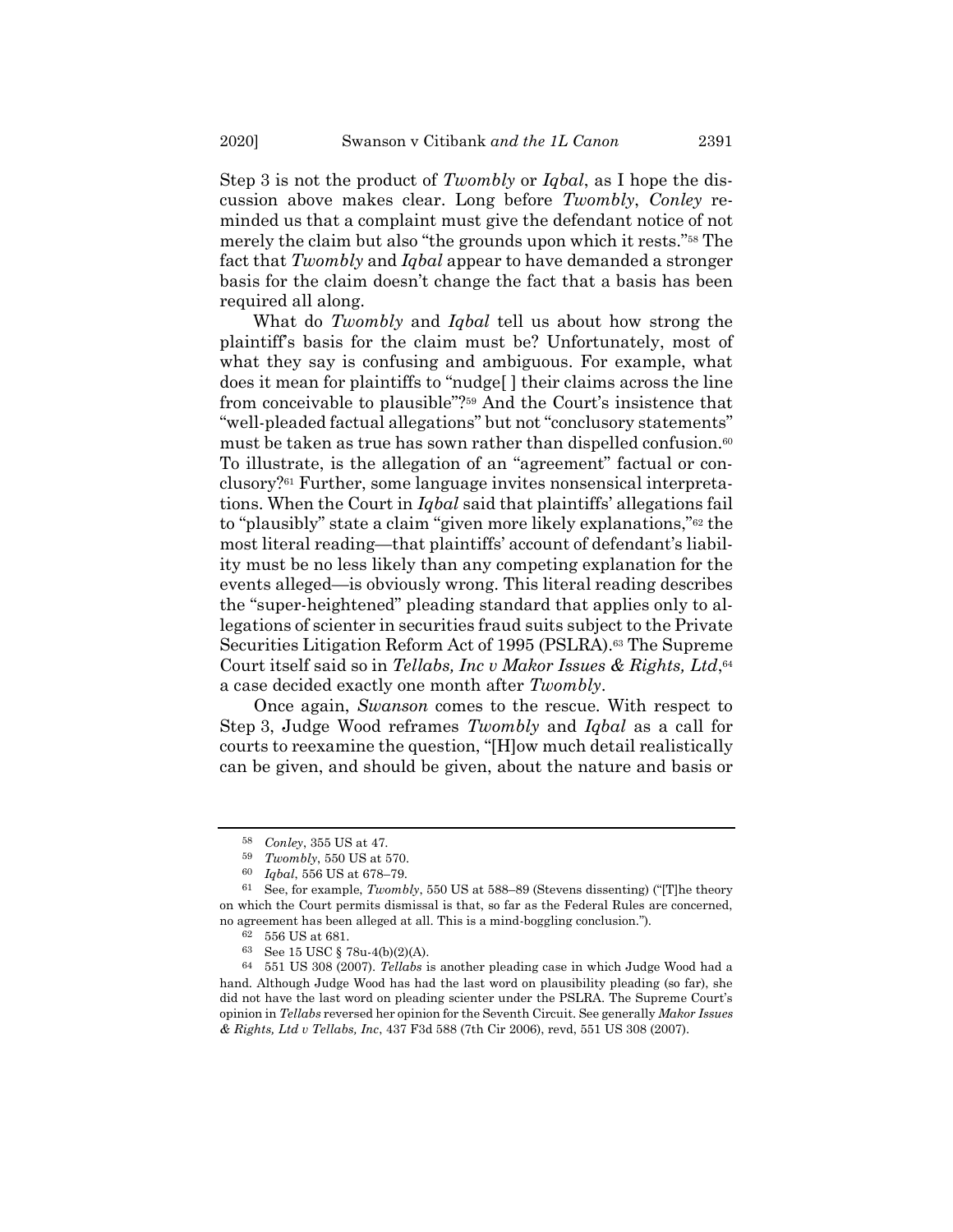Step 3 is not the product of *Twombly* or *Iqbal*, as I hope the discussion above makes clear. Long before *Twombly*, *Conley* reminded us that a complaint must give the defendant notice of not merely the claim but also "the grounds upon which it rests."[58] The fact that *Twombly* and *Iqbal* appear to have demanded a stronger basis for the claim doesn't change the fact that a basis has been required all along.

What do *Twombly* and *Iqbal* tell us about how strong the plaintiff's basis for the claim must be? Unfortunately, most of what they say is confusing and ambiguous. For example, what does it mean for plaintiffs to "nudge[ ] their claims across the line from conceivable to plausible"?[59] And the Court's insistence that "well-pleaded factual allegations" but not "conclusory statements" must be taken as true has sown rather than dispelled confusion.[60] To illustrate, is the allegation of an "agreement" factual or conclusory?[61] Further, some language invites nonsensical interpretations. When the Court in *Iqbal* said that plaintiffs' allegations fail to "plausibly" state a claim "given more likely explanations,"[62] the most literal reading—that plaintiffs' account of defendant's liability must be no less likely than any competing explanation for the events alleged—is obviously wrong. This literal reading describes the "super-heightened" pleading standard that applies only to allegations of scienter in securities fraud suits subject to the Private Securities Litigation Reform Act of 1995 (PSLRA).[63] The Supreme Court itself said so in *Tellabs, Inc v Makor Issues & Rights, Ltd*,[64] a case decided exactly one month after *Twombly*.

Once again, *Swanson* comes to the rescue. With respect to Step 3, Judge Wood reframes *Twombly* and *Iqbal* as a call for courts to reexamine the question, "[H]ow much detail realistically can be given, and should be given, about the nature and basis or

---

[58] *Conley*, 355 US at 47.

[59] *Twombly*, 550 US at 570.

[60] *Iqbal*, 556 US at 678–79.

[61] See, for example, *Twombly*, 550 US at 588–89 (Stevens dissenting) ("[T]he theory on which the Court permits dismissal is that, so far as the Federal Rules are concerned, no agreement has been alleged at all. This is a mind-boggling conclusion.").

[62] 556 US at 681.

[63] See 15 USC § 78u-4(b)(2)(A).

[64] 551 US 308 (2007). *Tellabs* is another pleading case in which Judge Wood had a hand. Although Judge Wood has had the last word on plausibility pleading (so far), she did not have the last word on pleading scienter under the PSLRA. The Supreme Court's opinion in *Tellabs* reversed her opinion for the Seventh Circuit. See generally *Makor Issues & Rights, Ltd v Tellabs, Inc*, 437 F3d 588 (7th Cir 2006), revd, 551 US 308 (2007).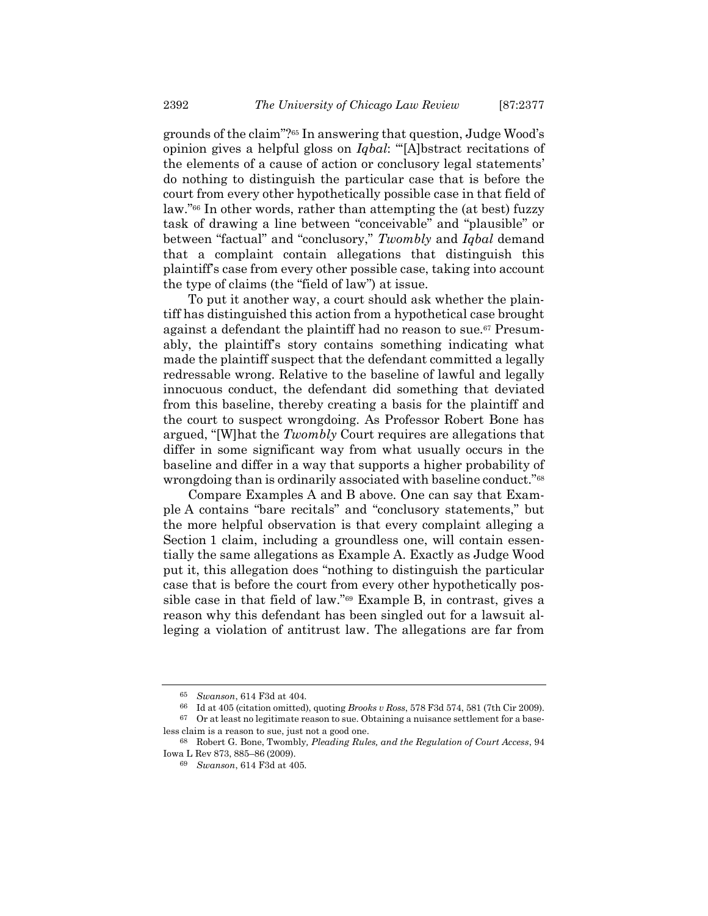grounds of the claim"?[65] In answering that question, Judge Wood's opinion gives a helpful gloss on *Iqbal*: "'[A]bstract recitations of the elements of a cause of action or conclusory legal statements' do nothing to distinguish the particular case that is before the court from every other hypothetically possible case in that field of law."[66] In other words, rather than attempting the (at best) fuzzy task of drawing a line between "conceivable" and "plausible" or between "factual" and "conclusory," *Twombly* and *Iqbal* demand that a complaint contain allegations that distinguish this plaintiff's case from every other possible case, taking into account the type of claims (the "field of law") at issue.

To put it another way, a court should ask whether the plaintiff has distinguished this action from a hypothetical case brought against a defendant the plaintiff had no reason to sue.[67] Presumably, the plaintiff's story contains something indicating what made the plaintiff suspect that the defendant committed a legally redressable wrong. Relative to the baseline of lawful and legally innocuous conduct, the defendant did something that deviated from this baseline, thereby creating a basis for the plaintiff and the court to suspect wrongdoing. As Professor Robert Bone has argued, "[W]hat the *Twombly* Court requires are allegations that differ in some significant way from what usually occurs in the baseline and differ in a way that supports a higher probability of wrongdoing than is ordinarily associated with baseline conduct."[68]

Compare Examples A and B above. One can say that Example A contains "bare recitals" and "conclusory statements," but the more helpful observation is that every complaint alleging a Section 1 claim, including a groundless one, will contain essentially the same allegations as Example A. Exactly as Judge Wood put it, this allegation does "nothing to distinguish the particular case that is before the court from every other hypothetically possible case in that field of law."[69] Example B, in contrast, gives a reason why this defendant has been singled out for a lawsuit alleging a violation of antitrust law. The allegations are far from

---

[65] *Swanson*, 614 F3d at 404.

[66] Id at 405 (citation omitted), quoting *Brooks v Ross*, 578 F3d 574, 581 (7th Cir 2009).

[67] Or at least no legitimate reason to sue. Obtaining a nuisance settlement for a baseless claim is a reason to sue, just not a good one.

[68] Robert G. Bone, Twombly*, Pleading Rules, and the Regulation of Court Access*, 94 Iowa L Rev 873, 885–86 (2009).

[69] *Swanson*, 614 F3d at 405.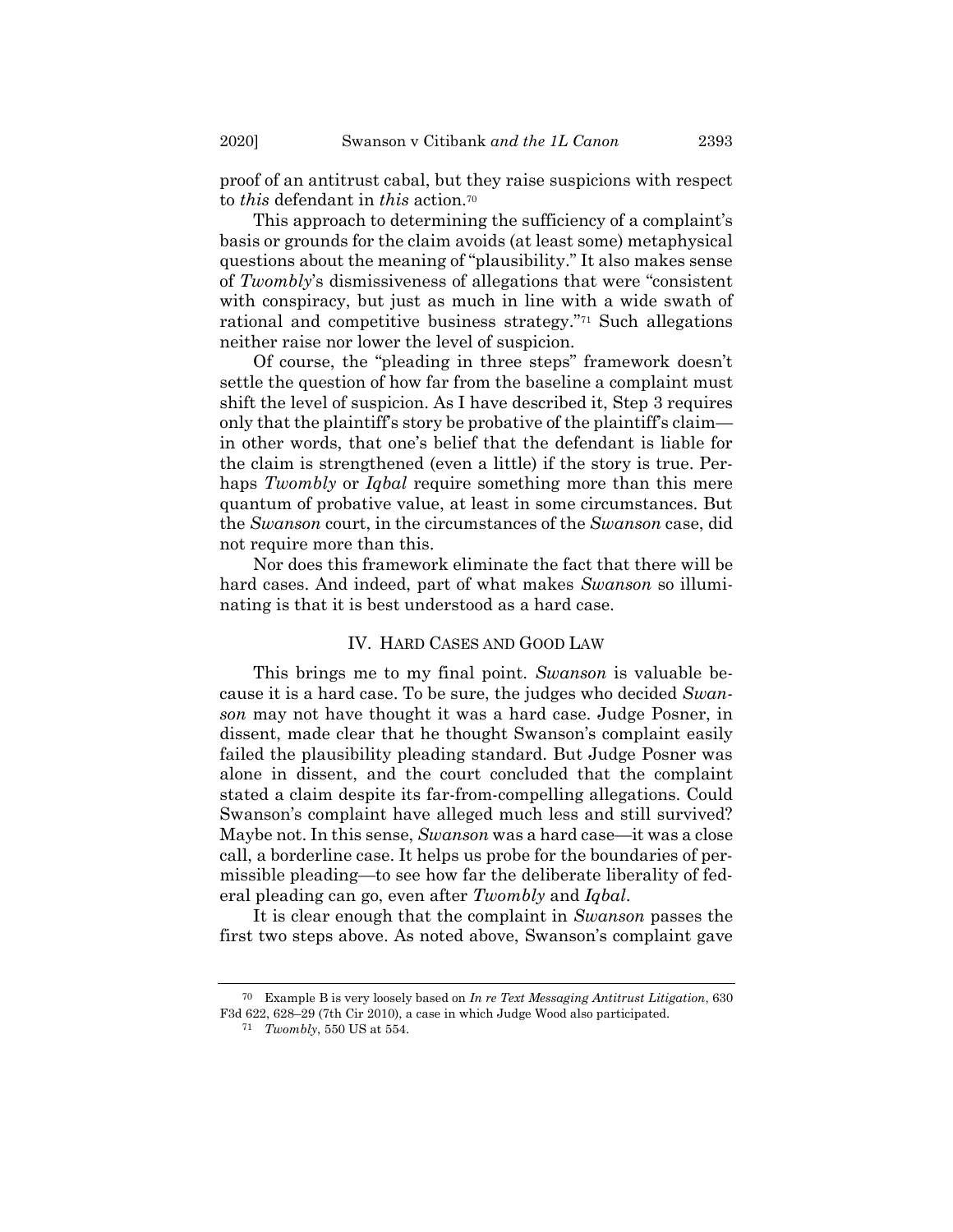proof of an antitrust cabal, but they raise suspicions with respect to *this* defendant in *this* action.[70]

This approach to determining the sufficiency of a complaint's basis or grounds for the claim avoids (at least some) metaphysical questions about the meaning of "plausibility." It also makes sense of *Twombly*'s dismissiveness of allegations that were "consistent with conspiracy, but just as much in line with a wide swath of rational and competitive business strategy."[71] Such allegations neither raise nor lower the level of suspicion.

Of course, the "pleading in three steps" framework doesn't settle the question of how far from the baseline a complaint must shift the level of suspicion. As I have described it, Step 3 requires only that the plaintiff's story be probative of the plaintiff's claim—in other words, that one's belief that the defendant is liable for the claim is strengthened (even a little) if the story is true. Perhaps *Twombly* or *Iqbal* require something more than this mere quantum of probative value, at least in some circumstances. But the *Swanson* court, in the circumstances of the *Swanson* case, did not require more than this.

Nor does this framework eliminate the fact that there will be hard cases. And indeed, part of what makes *Swanson* so illuminating is that it is best understood as a hard case.

## IV. HARD CASES AND GOOD LAW

This brings me to my final point. *Swanson* is valuable because it is a hard case. To be sure, the judges who decided *Swanson* may not have thought it was a hard case. Judge Posner, in dissent, made clear that he thought Swanson's complaint easily failed the plausibility pleading standard. But Judge Posner was alone in dissent, and the court concluded that the complaint stated a claim despite its far-from-compelling allegations. Could Swanson's complaint have alleged much less and still survived? Maybe not. In this sense, *Swanson* was a hard case—it was a close call, a borderline case. It helps us probe for the boundaries of permissible pleading—to see how far the deliberate liberality of federal pleading can go, even after *Twombly* and *Iqbal*.

It is clear enough that the complaint in *Swanson* passes the first two steps above. As noted above, Swanson's complaint gave

---

[70] Example B is very loosely based on *In re Text Messaging Antitrust Litigation*, 630 F3d 622, 628–29 (7th Cir 2010), a case in which Judge Wood also participated.

[71] *Twombly*, 550 US at 554.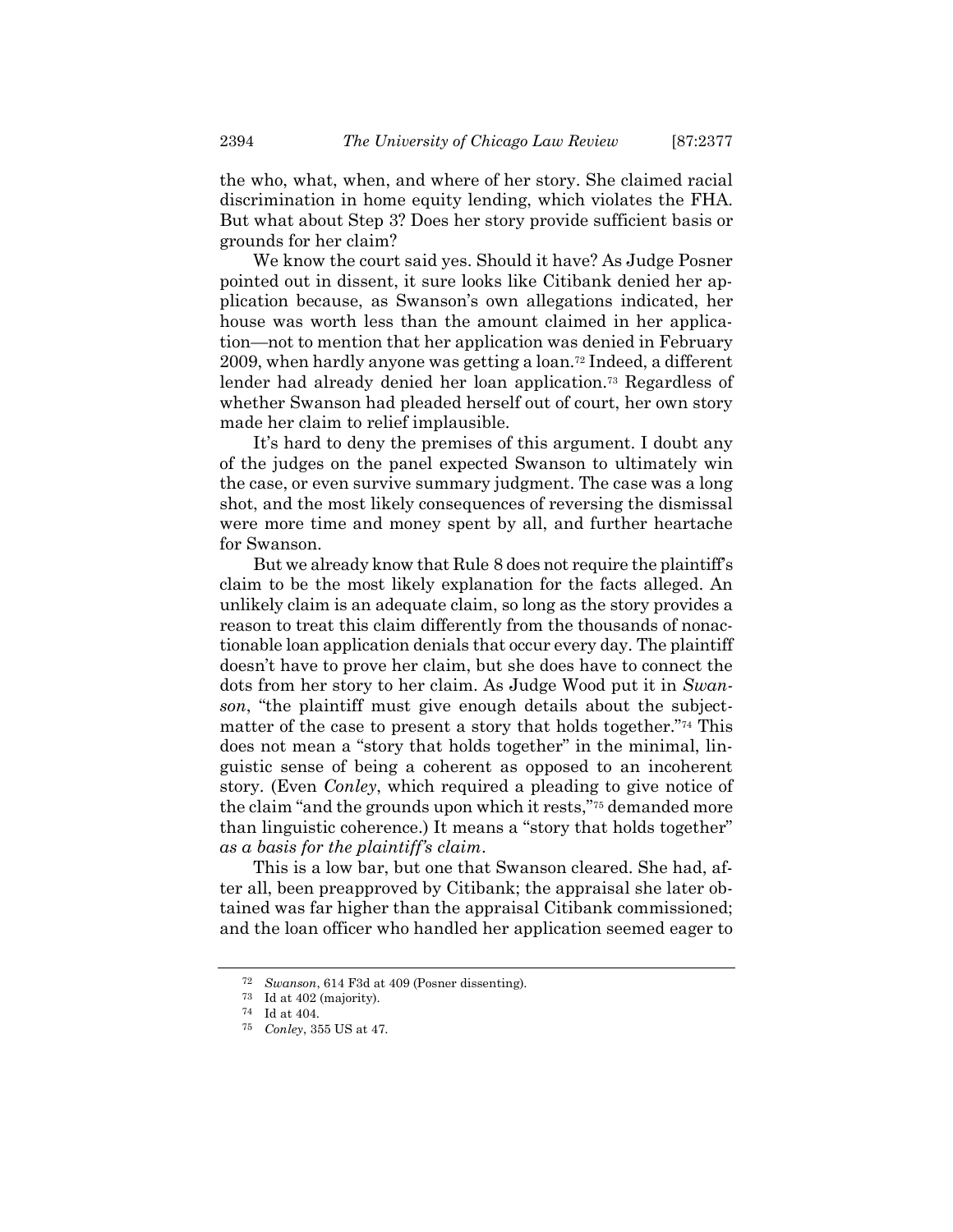the who, what, when, and where of her story. She claimed racial discrimination in home equity lending, which violates the FHA. But what about Step 3? Does her story provide sufficient basis or grounds for her claim?

We know the court said yes. Should it have? As Judge Posner pointed out in dissent, it sure looks like Citibank denied her application because, as Swanson's own allegations indicated, her house was worth less than the amount claimed in her application—not to mention that her application was denied in February 2009, when hardly anyone was getting a loan.[72] Indeed, a different lender had already denied her loan application.[73] Regardless of whether Swanson had pleaded herself out of court, her own story made her claim to relief implausible.

It's hard to deny the premises of this argument. I doubt any of the judges on the panel expected Swanson to ultimately win the case, or even survive summary judgment. The case was a long shot, and the most likely consequences of reversing the dismissal were more time and money spent by all, and further heartache for Swanson.

But we already know that Rule 8 does not require the plaintiff's claim to be the most likely explanation for the facts alleged. An unlikely claim is an adequate claim, so long as the story provides a reason to treat this claim differently from the thousands of nonactionable loan application denials that occur every day. The plaintiff doesn't have to prove her claim, but she does have to connect the dots from her story to her claim. As Judge Wood put it in *Swanson*, "the plaintiff must give enough details about the subject-matter of the case to present a story that holds together."[74] This does not mean a "story that holds together" in the minimal, linguistic sense of being a coherent as opposed to an incoherent story. (Even *Conley*, which required a pleading to give notice of the claim "and the grounds upon which it rests,"[75] demanded more than linguistic coherence.) It means a "story that holds together" *as a basis for the plaintiff's claim*.

This is a low bar, but one that Swanson cleared. She had, after all, been preapproved by Citibank; the appraisal she later obtained was far higher than the appraisal Citibank commissioned; and the loan officer who handled her application seemed eager to

[72] *Swanson*, 614 F3d at 409 (Posner dissenting).

[73] Id at 402 (majority).

[74] Id at 404.

[75] *Conley*, 355 US at 47.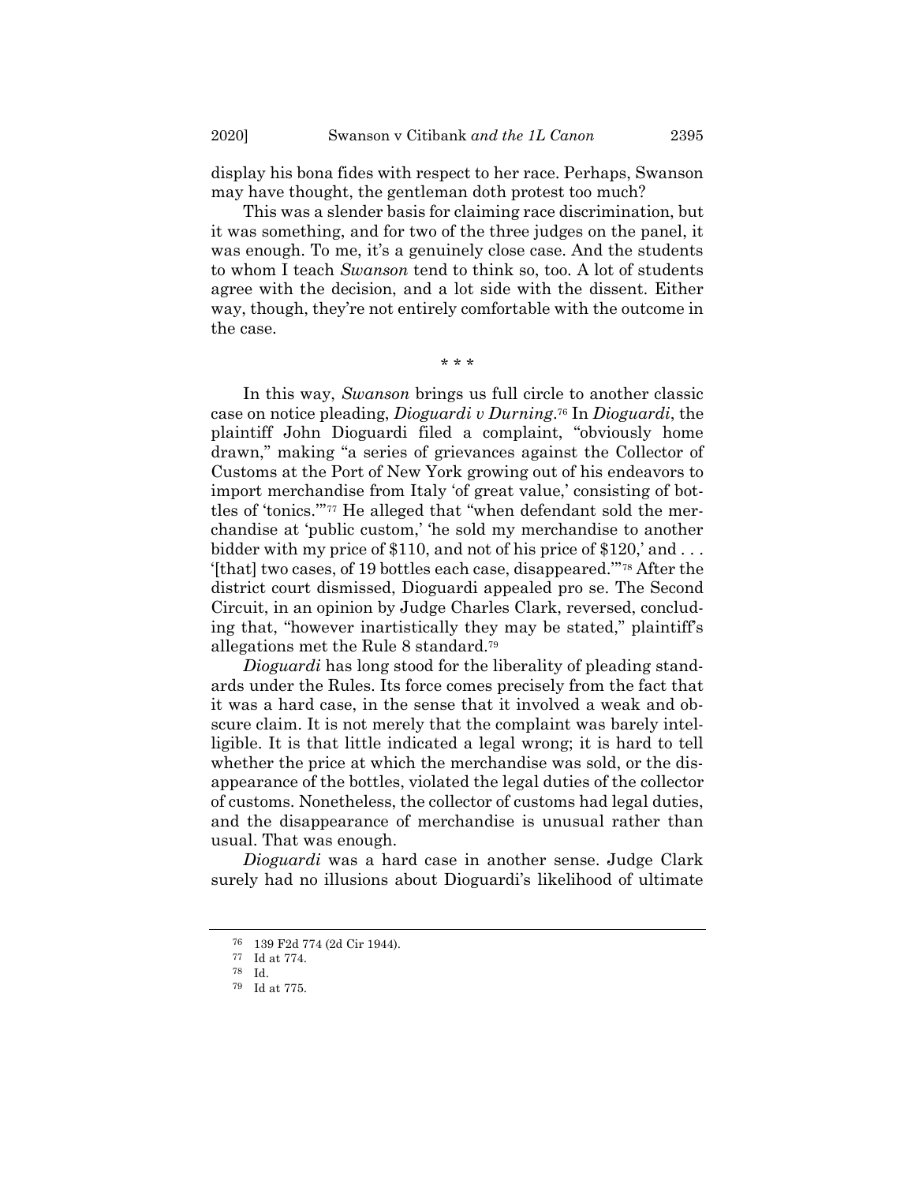display his bona fides with respect to her race. Perhaps, Swanson may have thought, the gentleman doth protest too much?

This was a slender basis for claiming race discrimination, but it was something, and for two of the three judges on the panel, it was enough. To me, it's a genuinely close case. And the students to whom I teach *Swanson* tend to think so, too. A lot of students agree with the decision, and a lot side with the dissent. Either way, though, they're not entirely comfortable with the outcome in the case.

\* \* \*

In this way, *Swanson* brings us full circle to another classic case on notice pleading, *Dioguardi v Durning*.[76] In *Dioguardi*, the plaintiff John Dioguardi filed a complaint, "obviously home drawn," making "a series of grievances against the Collector of Customs at the Port of New York growing out of his endeavors to import merchandise from Italy 'of great value,' consisting of bottles of 'tonics.'"[77] He alleged that "when defendant sold the merchandise at 'public custom,' 'he sold my merchandise to another bidder with my price of $110, and not of his price of $120,' and . . . '[that] two cases, of 19 bottles each case, disappeared.'"[78] After the district court dismissed, Dioguardi appealed pro se. The Second Circuit, in an opinion by Judge Charles Clark, reversed, concluding that, "however inartistically they may be stated," plaintiff's allegations met the Rule 8 standard.[79]

*Dioguardi* has long stood for the liberality of pleading standards under the Rules. Its force comes precisely from the fact that it was a hard case, in the sense that it involved a weak and obscure claim. It is not merely that the complaint was barely intelligible. It is that little indicated a legal wrong; it is hard to tell whether the price at which the merchandise was sold, or the disappearance of the bottles, violated the legal duties of the collector of customs. Nonetheless, the collector of customs had legal duties, and the disappearance of merchandise is unusual rather than usual. That was enough.

*Dioguardi* was a hard case in another sense. Judge Clark surely had no illusions about Dioguardi's likelihood of ultimate

---

[76] 139 F2d 774 (2d Cir 1944).

[77] Id at 774.

[78] Id.

[79] Id at 775.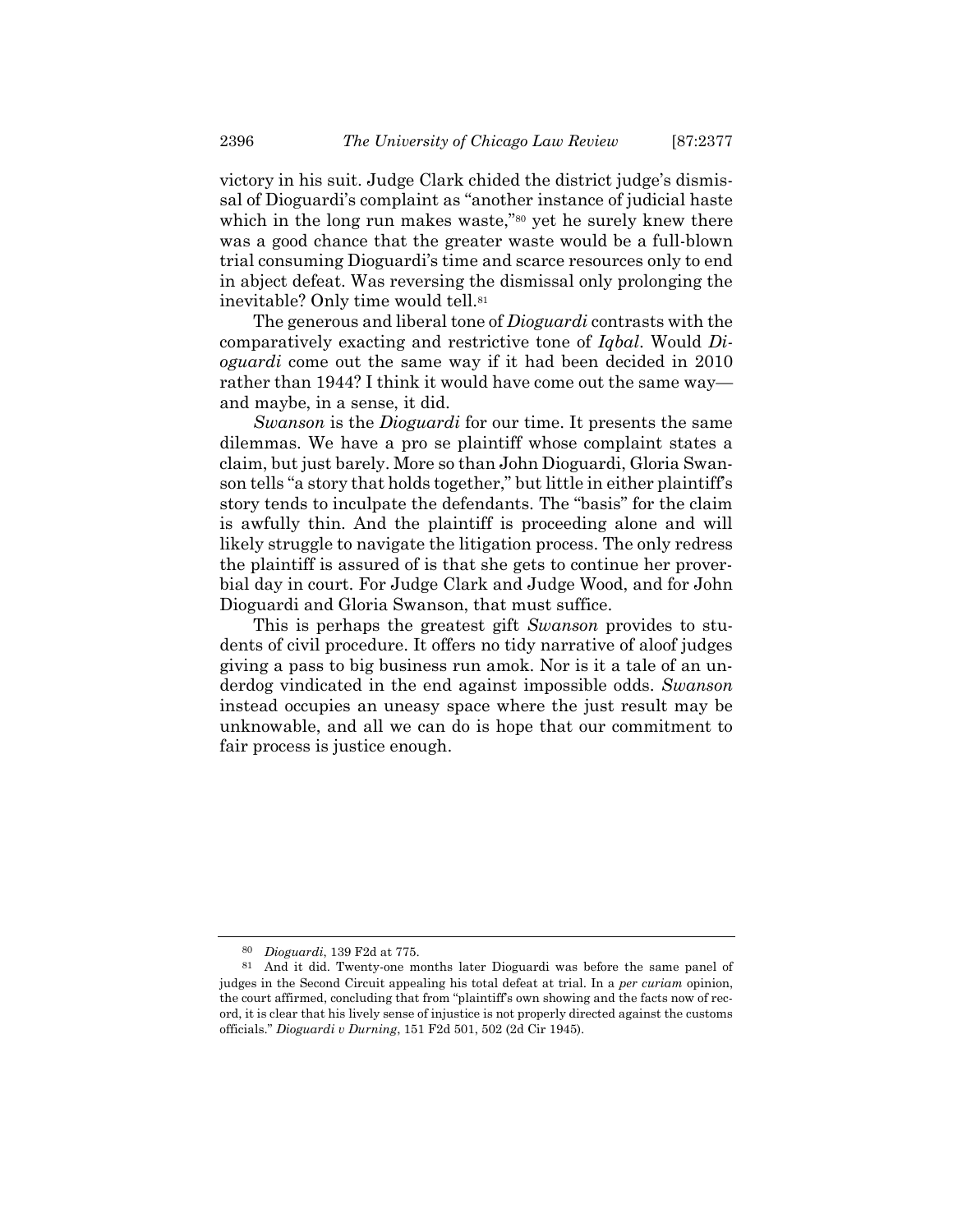victory in his suit. Judge Clark chided the district judge's dismissal of Dioguardi's complaint as "another instance of judicial haste which in the long run makes waste,"[80] yet he surely knew there was a good chance that the greater waste would be a full-blown trial consuming Dioguardi's time and scarce resources only to end in abject defeat. Was reversing the dismissal only prolonging the inevitable? Only time would tell.[81]

The generous and liberal tone of *Dioguardi* contrasts with the comparatively exacting and restrictive tone of *Iqbal*. Would *Dioguardi* come out the same way if it had been decided in 2010 rather than 1944? I think it would have come out the same way—and maybe, in a sense, it did.

*Swanson* is the *Dioguardi* for our time. It presents the same dilemmas. We have a pro se plaintiff whose complaint states a claim, but just barely. More so than John Dioguardi, Gloria Swanson tells "a story that holds together," but little in either plaintiff's story tends to inculpate the defendants. The "basis" for the claim is awfully thin. And the plaintiff is proceeding alone and will likely struggle to navigate the litigation process. The only redress the plaintiff is assured of is that she gets to continue her proverbial day in court. For Judge Clark and Judge Wood, and for John Dioguardi and Gloria Swanson, that must suffice.

This is perhaps the greatest gift *Swanson* provides to students of civil procedure. It offers no tidy narrative of aloof judges giving a pass to big business run amok. Nor is it a tale of an underdog vindicated in the end against impossible odds. *Swanson* instead occupies an uneasy space where the just result may be unknowable, and all we can do is hope that our commitment to fair process is justice enough.

---

[80] *Dioguardi*, 139 F2d at 775.

[81] And it did. Twenty-one months later Dioguardi was before the same panel of judges in the Second Circuit appealing his total defeat at trial. In a *per curiam* opinion, the court affirmed, concluding that from "plaintiff's own showing and the facts now of record, it is clear that his lively sense of injustice is not properly directed against the customs officials." *Dioguardi v Durning*, 151 F2d 501, 502 (2d Cir 1945).